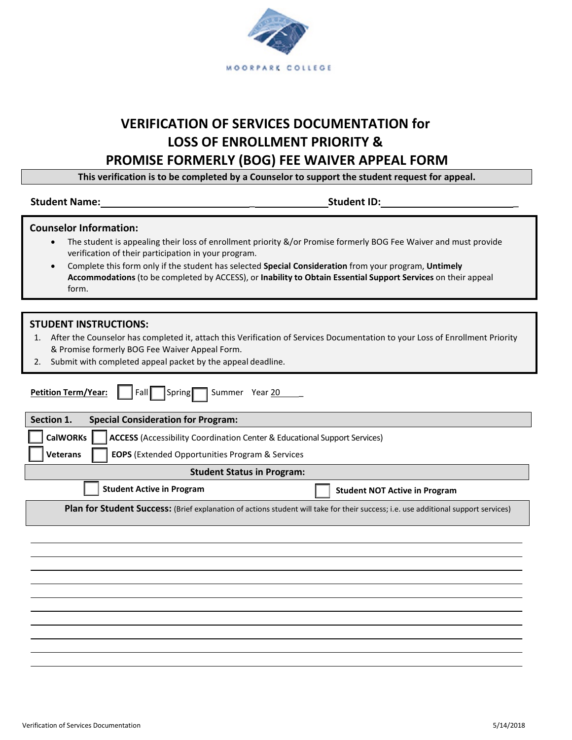MOORPARK COLLEGE

# VERIFICATION OF SERVICES DOCUMENTATION for LOSS OF ENROLLMENT PRIORITY & PROMISE FORMERLY (BOG) FEE WAIVER APPEAL FORM

**This verification is to be completed by a Counselor to support the student request for appeal.**

**Student Name:**_______________________________ **Student ID:**___________________________

## Counselor Information:

- The student is appealing their loss of enrollment priority &/or Promise formerly BOG Fee Waiver and must provide verification of their participation in your program.
- Complete this form only if the student has selected **Special Consideration** from your program, **Untimely Accommodations** (to be completed by ACCESS), or **Inability to Obtain Essential Support Services** on their appeal form.

## STUDENT INSTRUCTIONS:

1. After the Counselor has completed it, attach this Verification of Services Documentation to your Loss of Enrollment Priority & Promise formerly BOG Fee Waiver Appeal Form.
2. Submit with completed appeal packet by the appeal deadline.

**Petition Term/Year:** ☐ Fall ☐ Spring ☐ Summer Year 20____

## Section 1. Special Consideration for Program:

☐ **CalWORKs** ☐ **ACCESS** (Accessibility Coordination Center & Educational Support Services)

☐ **Veterans** ☐ **EOPS** (Extended Opportunities Program & Services)

**Student Status in Program:**

☐ **Student Active in Program** ☐ **Student NOT Active in Program**

**Plan for Student Success:** (Brief explanation of actions student will take for their success; i.e. use additional support services)

_____________________________________________________________________________

_____________________________________________________________________________

_____________________________________________________________________________

_____________________________________________________________________________

_____________________________________________________________________________

_____________________________________________________________________________

_____________________________________________________________________________

_____________________________________________________________________________

_____________________________________________________________________________

_____________________________________________________________________________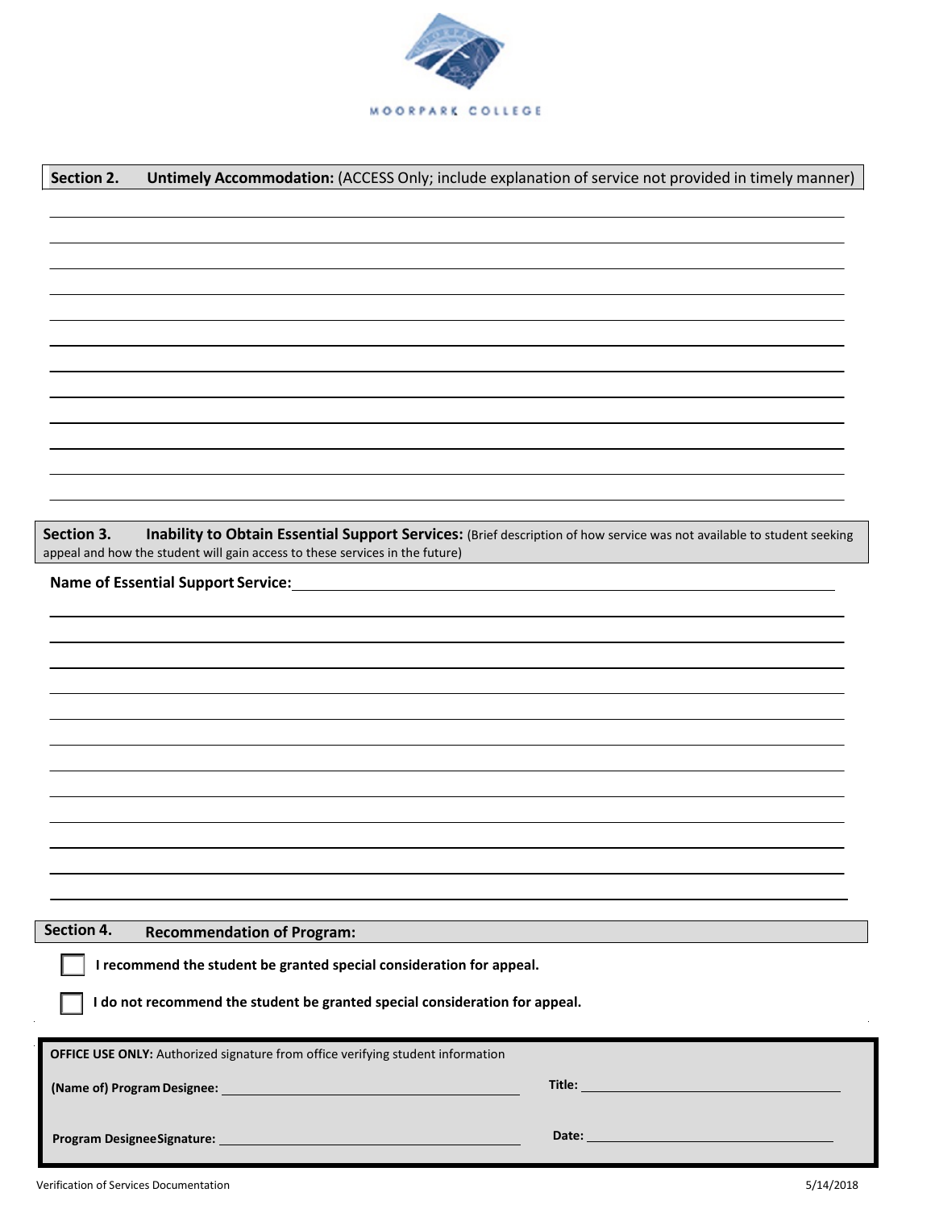MOORPARK COLLEGE

**Section 2. Untimely Accommodation:** (ACCESS Only; include explanation of service not provided in timely manner)

**Section 3. Inability to Obtain Essential Support Services:** (Brief description of how service was not available to student seeking appeal and how the student will gain access to these services in the future)

**Name of Essential Support Service:** ______________________

**Section 4. Recommendation of Program:**

- ☐ **I recommend the student be granted special consideration for appeal.**
- ☐ **I do not recommend the student be granted special consideration for appeal.**

**OFFICE USE ONLY:** Authorized signature from office verifying student information

**(Name of) Program Designee:** ______________________ **Title:** ______________________

**Program Designee Signature:** ______________________ **Date:** ______________________

Verification of Services Documentation 5/14/2018